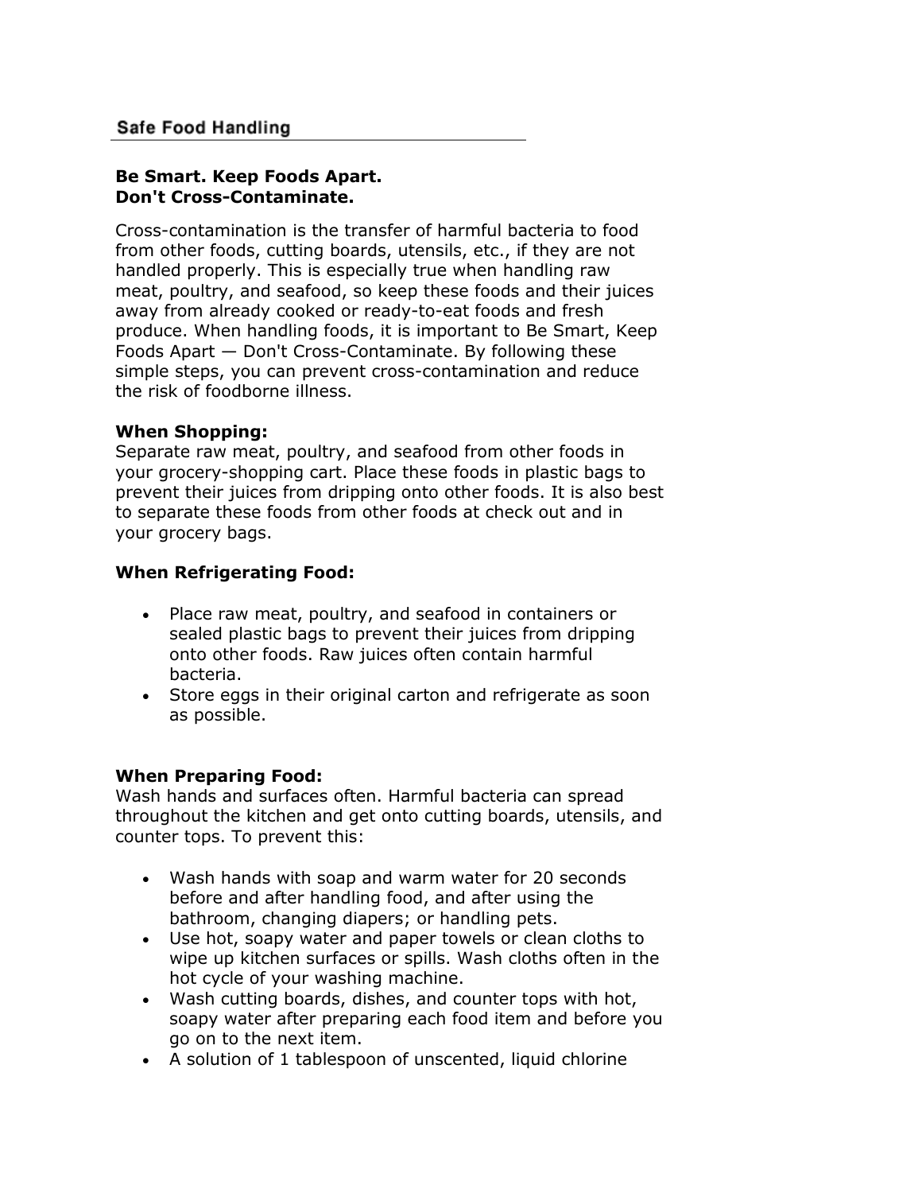## Safe Food Handling

**Be Smart. Keep Foods Apart.**
**Don't Cross-Contaminate.**

Cross-contamination is the transfer of harmful bacteria to food from other foods, cutting boards, utensils, etc., if they are not handled properly. This is especially true when handling raw meat, poultry, and seafood, so keep these foods and their juices away from already cooked or ready-to-eat foods and fresh produce. When handling foods, it is important to Be Smart, Keep Foods Apart — Don't Cross-Contaminate. By following these simple steps, you can prevent cross-contamination and reduce the risk of foodborne illness.

**When Shopping:**
Separate raw meat, poultry, and seafood from other foods in your grocery-shopping cart. Place these foods in plastic bags to prevent their juices from dripping onto other foods. It is also best to separate these foods from other foods at check out and in your grocery bags.

**When Refrigerating Food:**

- Place raw meat, poultry, and seafood in containers or sealed plastic bags to prevent their juices from dripping onto other foods. Raw juices often contain harmful bacteria.
- Store eggs in their original carton and refrigerate as soon as possible.

**When Preparing Food:**
Wash hands and surfaces often. Harmful bacteria can spread throughout the kitchen and get onto cutting boards, utensils, and counter tops. To prevent this:

- Wash hands with soap and warm water for 20 seconds before and after handling food, and after using the bathroom, changing diapers; or handling pets.
- Use hot, soapy water and paper towels or clean cloths to wipe up kitchen surfaces or spills. Wash cloths often in the hot cycle of your washing machine.
- Wash cutting boards, dishes, and counter tops with hot, soapy water after preparing each food item and before you go on to the next item.
- A solution of 1 tablespoon of unscented, liquid chlorine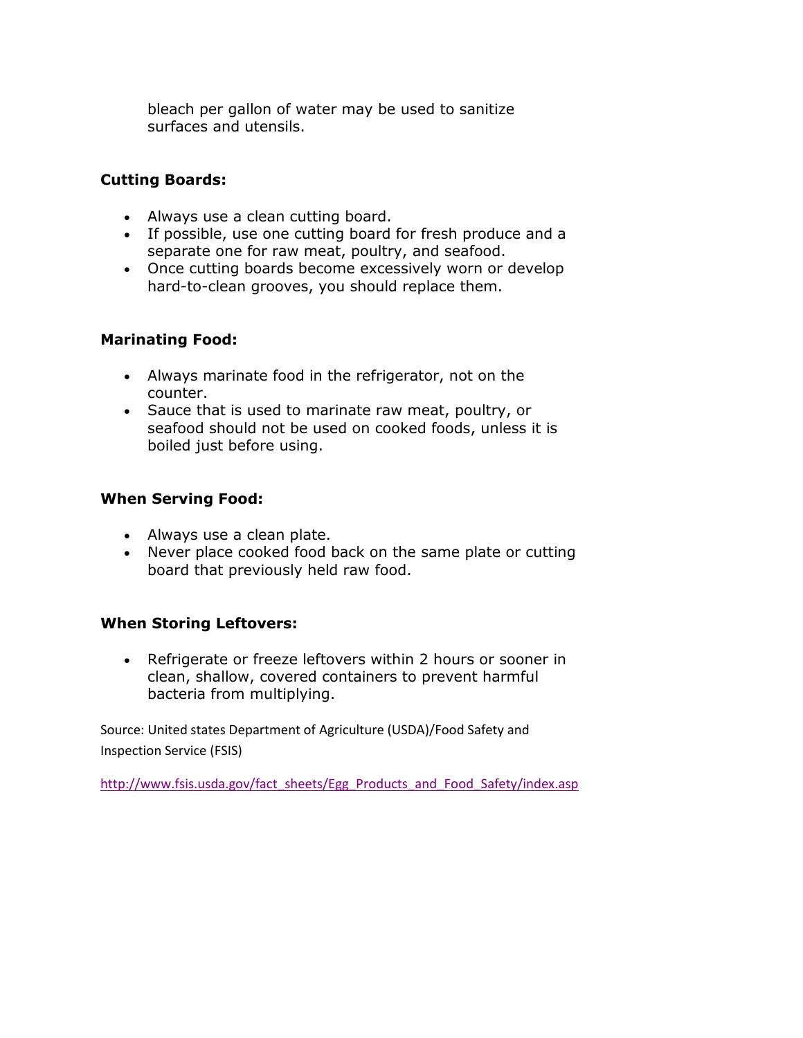bleach per gallon of water may be used to sanitize surfaces and utensils.

**Cutting Boards:**

- Always use a clean cutting board.
- If possible, use one cutting board for fresh produce and a separate one for raw meat, poultry, and seafood.
- Once cutting boards become excessively worn or develop hard-to-clean grooves, you should replace them.

**Marinating Food:**

- Always marinate food in the refrigerator, not on the counter.
- Sauce that is used to marinate raw meat, poultry, or seafood should not be used on cooked foods, unless it is boiled just before using.

**When Serving Food:**

- Always use a clean plate.
- Never place cooked food back on the same plate or cutting board that previously held raw food.

**When Storing Leftovers:**

- Refrigerate or freeze leftovers within 2 hours or sooner in clean, shallow, covered containers to prevent harmful bacteria from multiplying.

Source: United states Department of Agriculture (USDA)/Food Safety and Inspection Service (FSIS)

http://www.fsis.usda.gov/fact_sheets/Egg_Products_and_Food_Safety/index.asp